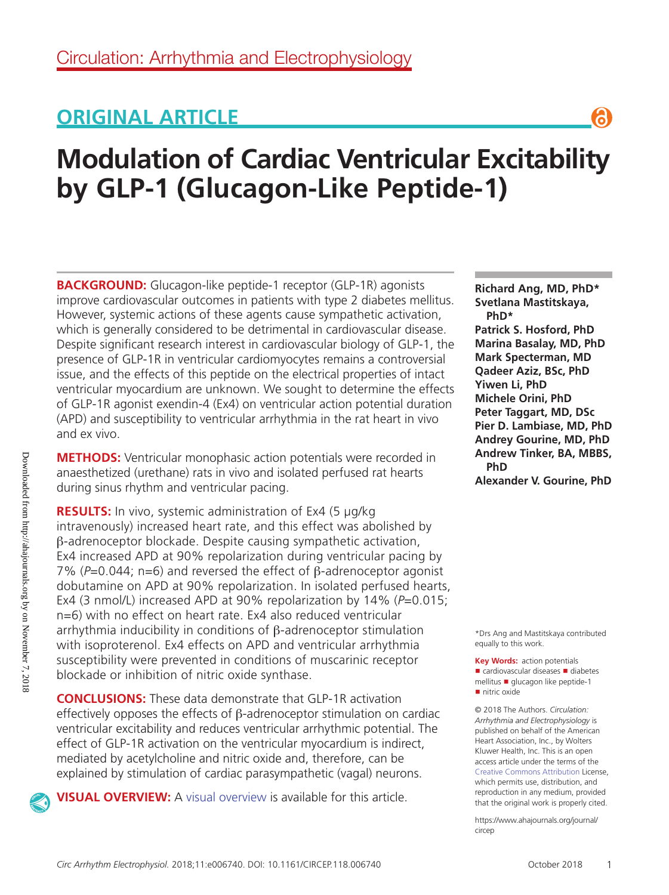Circulation: Arrhythmia and Electrophysiology

## ORIGINAL ARTICLE

# Modulation of Cardiac Ventricular Excitability by GLP-1 (Glucagon-Like Peptide-1)

**Richard Ang, MD, PhD***
**Svetlana Mastitskaya, PhD***
**Patrick S. Hosford, PhD**
**Marina Basalay, MD, PhD**
**Mark Specterman, MD**
**Qadeer Aziz, BSc, PhD**
**Yiwen Li, PhD**
**Michele Orini, PhD**
**Peter Taggart, MD, DSc**
**Pier D. Lambiase, MD, PhD**
**Andrey Gourine, MD, PhD**
**Andrew Tinker, BA, MBBS, PhD**
**Alexander V. Gourine, PhD**

**BACKGROUND:** Glucagon-like peptide-1 receptor (GLP-1R) agonists improve cardiovascular outcomes in patients with type 2 diabetes mellitus. However, systemic actions of these agents cause sympathetic activation, which is generally considered to be detrimental in cardiovascular disease. Despite significant research interest in cardiovascular biology of GLP-1, the presence of GLP-1R in ventricular cardiomyocytes remains a controversial issue, and the effects of this peptide on the electrical properties of intact ventricular myocardium are unknown. We sought to determine the effects of GLP-1R agonist exendin-4 (Ex4) on ventricular action potential duration (APD) and susceptibility to ventricular arrhythmia in the rat heart in vivo and ex vivo.

**METHODS:** Ventricular monophasic action potentials were recorded in anaesthetized (urethane) rats in vivo and isolated perfused rat hearts during sinus rhythm and ventricular pacing.

**RESULTS:** In vivo, systemic administration of Ex4 (5 μg/kg intravenously) increased heart rate, and this effect was abolished by β-adrenoceptor blockade. Despite causing sympathetic activation, Ex4 increased APD at 90% repolarization during ventricular pacing by 7% ($P$=0.044; n=6) and reversed the effect of β-adrenoceptor agonist dobutamine on APD at 90% repolarization. In isolated perfused hearts, Ex4 (3 nmol/L) increased APD at 90% repolarization by 14% ($P$=0.015; n=6) with no effect on heart rate. Ex4 also reduced ventricular arrhythmia inducibility in conditions of β-adrenoceptor stimulation with isoproterenol. Ex4 effects on APD and ventricular arrhythmia susceptibility were prevented in conditions of muscarinic receptor blockade or inhibition of nitric oxide synthase.

**CONCLUSIONS:** These data demonstrate that GLP-1R activation effectively opposes the effects of β-adrenoceptor stimulation on cardiac ventricular excitability and reduces ventricular arrhythmic potential. The effect of GLP-1R activation on the ventricular myocardium is indirect, mediated by acetylcholine and nitric oxide and, therefore, can be explained by stimulation of cardiac parasympathetic (vagal) neurons.

**VISUAL OVERVIEW:** A visual overview is available for this article.

*Drs Ang and Mastitskaya contributed equally to this work.

**Key Words:** action potentials ■ cardiovascular diseases ■ diabetes mellitus ■ glucagon like peptide-1 ■ nitric oxide

© 2018 The Authors. *Circulation: Arrhythmia and Electrophysiology* is published on behalf of the American Heart Association, Inc., by Wolters Kluwer Health, Inc. This is an open access article under the terms of the Creative Commons Attribution License, which permits use, distribution, and reproduction in any medium, provided that the original work is properly cited.

https://www.ahajournals.org/journal/circep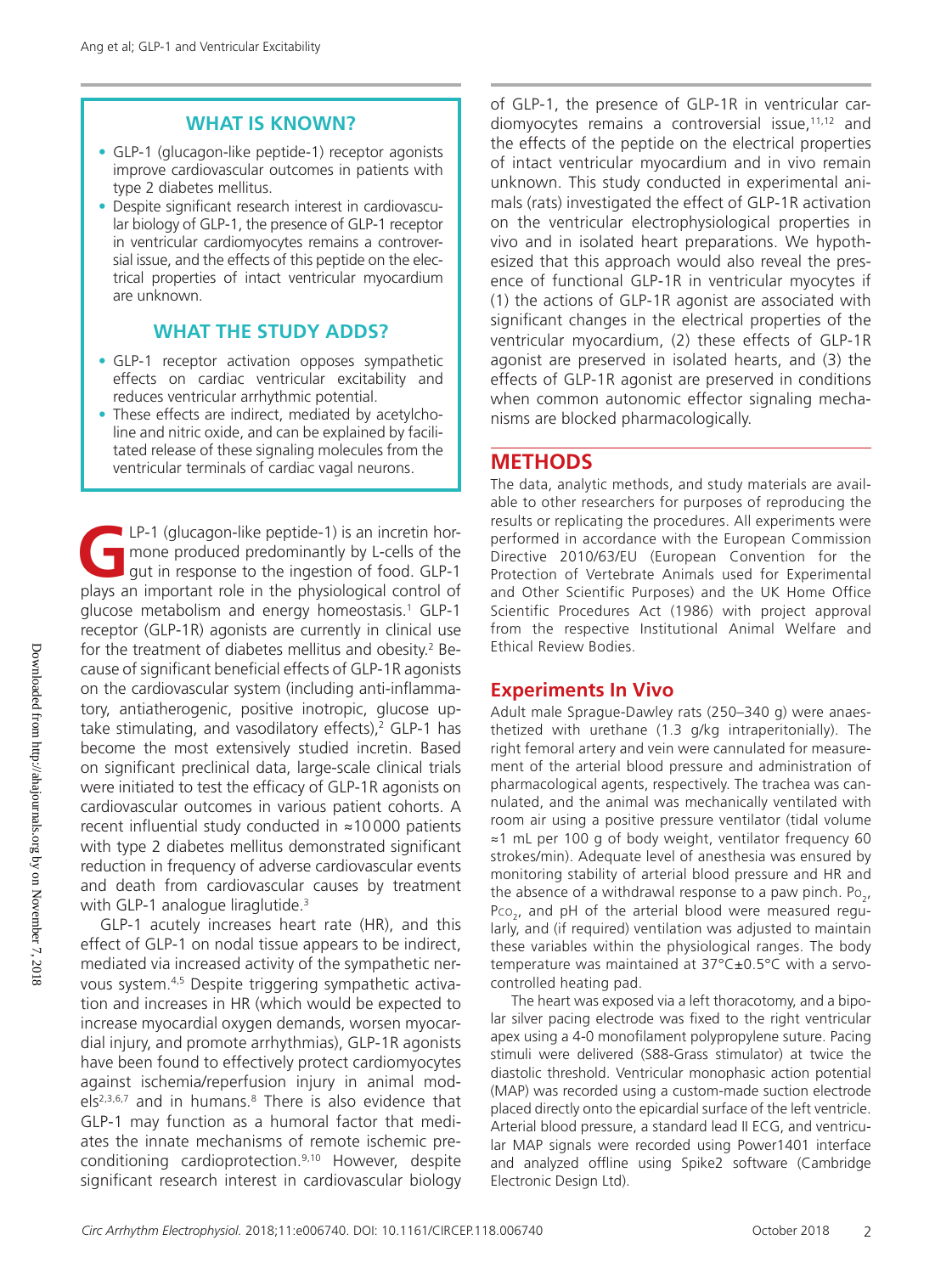## WHAT IS KNOWN?

- GLP-1 (glucagon-like peptide-1) receptor agonists improve cardiovascular outcomes in patients with type 2 diabetes mellitus.
- Despite significant research interest in cardiovascular biology of GLP-1, the presence of GLP-1 receptor in ventricular cardiomyocytes remains a controversial issue, and the effects of this peptide on the electrical properties of intact ventricular myocardium are unknown.

## WHAT THE STUDY ADDS?

- GLP-1 receptor activation opposes sympathetic effects on cardiac ventricular excitability and reduces ventricular arrhythmic potential.
- These effects are indirect, mediated by acetylcholine and nitric oxide, and can be explained by facilitated release of these signaling molecules from the ventricular terminals of cardiac vagal neurons.

GLP-1 (glucagon-like peptide-1) is an incretin hormone produced predominantly by L-cells of the gut in response to the ingestion of food. GLP-1 plays an important role in the physiological control of glucose metabolism and energy homeostasis.[1] GLP-1 receptor (GLP-1R) agonists are currently in clinical use for the treatment of diabetes mellitus and obesity.[2] Because of significant beneficial effects of GLP-1R agonists on the cardiovascular system (including anti-inflammatory, antiatherogenic, positive inotropic, glucose uptake stimulating, and vasodilatory effects),[2] GLP-1 has become the most extensively studied incretin. Based on significant preclinical data, large-scale clinical trials were initiated to test the efficacy of GLP-1R agonists on cardiovascular outcomes in various patient cohorts. A recent influential study conducted in ≈10 000 patients with type 2 diabetes mellitus demonstrated significant reduction in frequency of adverse cardiovascular events and death from cardiovascular causes by treatment with GLP-1 analogue liraglutide.[3]

GLP-1 acutely increases heart rate (HR), and this effect of GLP-1 on nodal tissue appears to be indirect, mediated via increased activity of the sympathetic nervous system.[4,5] Despite triggering sympathetic activation and increases in HR (which would be expected to increase myocardial oxygen demands, worsen myocardial injury, and promote arrhythmias), GLP-1R agonists have been found to effectively protect cardiomyocytes against ischemia/reperfusion injury in animal models[2,3,6,7] and in humans.[8] There is also evidence that GLP-1 may function as a humoral factor that mediates the innate mechanisms of remote ischemic preconditioning cardioprotection.[9,10] However, despite significant research interest in cardiovascular biology of GLP-1, the presence of GLP-1R in ventricular cardiomyocytes remains a controversial issue,[11,12] and the effects of the peptide on the electrical properties of intact ventricular myocardium and in vivo remain unknown. This study conducted in experimental animals (rats) investigated the effect of GLP-1R activation on the ventricular electrophysiological properties in vivo and in isolated heart preparations. We hypothesized that this approach would also reveal the presence of functional GLP-1R in ventricular myocytes if (1) the actions of GLP-1R agonist are associated with significant changes in the electrical properties of the ventricular myocardium, (2) these effects of GLP-1R agonist are preserved in isolated hearts, and (3) the effects of GLP-1R agonist are preserved in conditions when common autonomic effector signaling mechanisms are blocked pharmacologically.

## METHODS

The data, analytic methods, and study materials are available to other researchers for purposes of reproducing the results or replicating the procedures. All experiments were performed in accordance with the European Commission Directive 2010/63/EU (European Convention for the Protection of Vertebrate Animals used for Experimental and Other Scientific Purposes) and the UK Home Office Scientific Procedures Act (1986) with project approval from the respective Institutional Animal Welfare and Ethical Review Bodies.

### Experiments In Vivo

Adult male Sprague-Dawley rats (250–340 g) were anaesthetized with urethane (1.3 g/kg intraperitonially). The right femoral artery and vein were cannulated for measurement of the arterial blood pressure and administration of pharmacological agents, respectively. The trachea was cannulated, and the animal was mechanically ventilated with room air using a positive pressure ventilator (tidal volume ≈1 mL per 100 g of body weight, ventilator frequency 60 strokes/min). Adequate level of anesthesia was ensured by monitoring stability of arterial blood pressure and HR and the absence of a withdrawal response to a paw pinch. $P_{O_2}$, $P_{CO_2}$, and pH of the arterial blood were measured regularly, and (if required) ventilation was adjusted to maintain these variables within the physiological ranges. The body temperature was maintained at 37°C±0.5°C with a servo-controlled heating pad.

The heart was exposed via a left thoracotomy, and a bipolar silver pacing electrode was fixed to the right ventricular apex using a 4-0 monofilament polypropylene suture. Pacing stimuli were delivered (S88-Grass stimulator) at twice the diastolic threshold. Ventricular monophasic action potential (MAP) was recorded using a custom-made suction electrode placed directly onto the epicardial surface of the left ventricle. Arterial blood pressure, a standard lead II ECG, and ventricular MAP signals were recorded using Power1401 interface and analyzed offline using Spike2 software (Cambridge Electronic Design Ltd).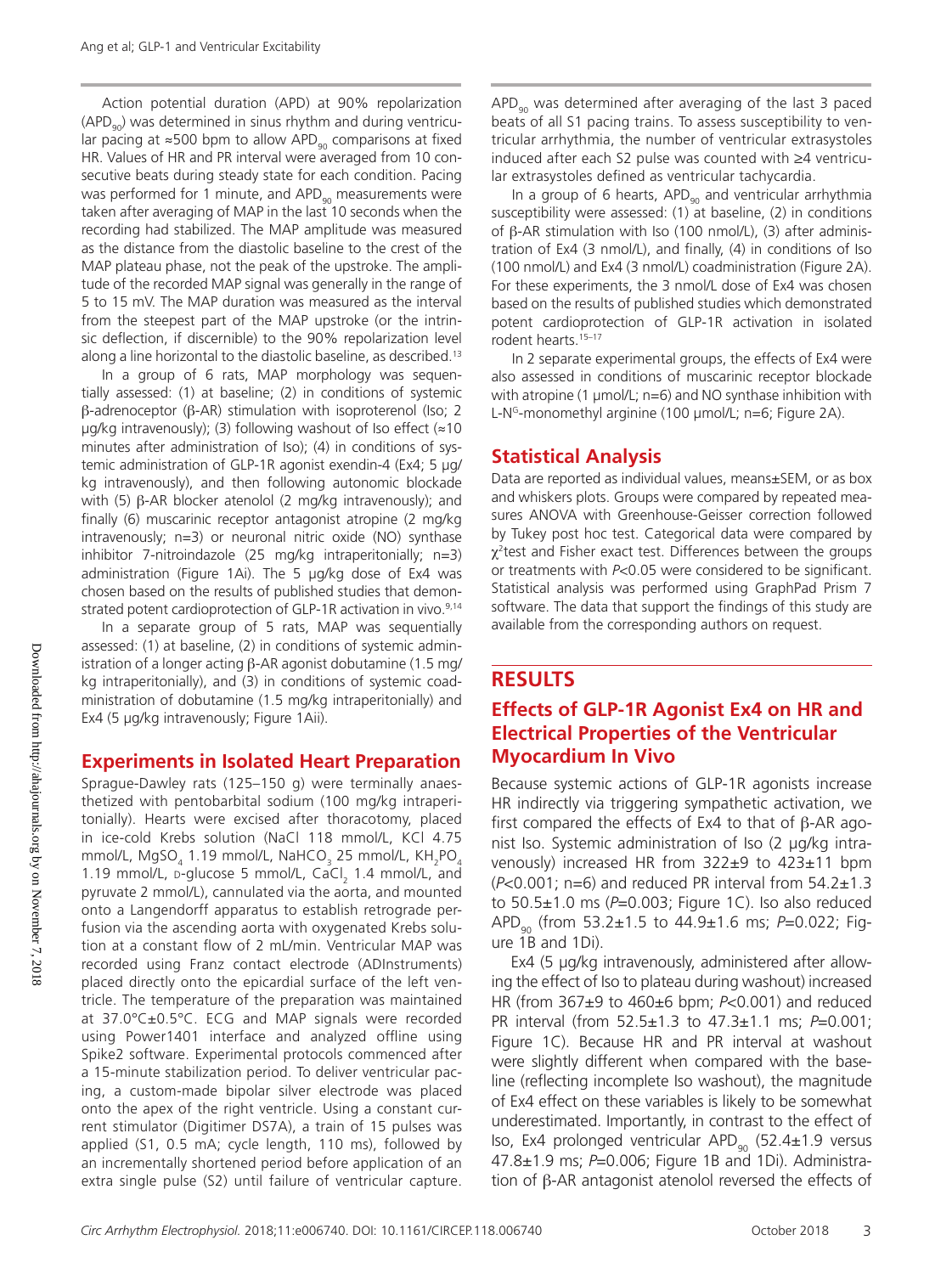Action potential duration (APD) at 90% repolarization ($APD_{90}$) was determined in sinus rhythm and during ventricular pacing at ≈500 bpm to allow $APD_{90}$ comparisons at fixed HR. Values of HR and PR interval were averaged from 10 consecutive beats during steady state for each condition. Pacing was performed for 1 minute, and $APD_{90}$ measurements were taken after averaging of MAP in the last 10 seconds when the recording had stabilized. The MAP amplitude was measured as the distance from the diastolic baseline to the crest of the MAP plateau phase, not the peak of the upstroke. The amplitude of the recorded MAP signal was generally in the range of 5 to 15 mV. The MAP duration was measured as the interval from the steepest part of the MAP upstroke (or the intrinsic deflection, if discernible) to the 90% repolarization level along a line horizontal to the diastolic baseline, as described.[13]

In a group of 6 rats, MAP morphology was sequentially assessed: (1) at baseline; (2) in conditions of systemic β-adrenoceptor (β-AR) stimulation with isoproterenol (Iso; 2 µg/kg intravenously); (3) following washout of Iso effect (≈10 minutes after administration of Iso); (4) in conditions of systemic administration of GLP-1R agonist exendin-4 (Ex4; 5 µg/kg intravenously), and then following autonomic blockade with (5) β-AR blocker atenolol (2 mg/kg intravenously); and finally (6) muscarinic receptor antagonist atropine (2 mg/kg intravenously; n=3) or neuronal nitric oxide (NO) synthase inhibitor 7-nitroindazole (25 mg/kg intraperitonially; n=3) administration (Figure 1Ai). The 5 µg/kg dose of Ex4 was chosen based on the results of published studies that demonstrated potent cardioprotection of GLP-1R activation in vivo.[9,14]

In a separate group of 5 rats, MAP was sequentially assessed: (1) at baseline, (2) in conditions of systemic administration of a longer acting β-AR agonist dobutamine (1.5 mg/kg intraperitonially), and (3) in conditions of systemic coadministration of dobutamine (1.5 mg/kg intraperitonially) and Ex4 (5 µg/kg intravenously; Figure 1Aii).

## Experiments in Isolated Heart Preparation

Sprague-Dawley rats (125–150 g) were terminally anaesthetized with pentobarbital sodium (100 mg/kg intraperitonially). Hearts were excised after thoracotomy, placed in ice-cold Krebs solution (NaCl 118 mmol/L, KCl 4.75 mmol/L, $MgSO_4$ 1.19 mmol/L, $NaHCO_3$ 25 mmol/L, $KH_2PO_4$ 1.19 mmol/L, D-glucose 5 mmol/L, $CaCl_2$ 1.4 mmol/L, and pyruvate 2 mmol/L), cannulated via the aorta, and mounted onto a Langendorff apparatus to establish retrograde perfusion via the ascending aorta with oxygenated Krebs solution at a constant flow of 2 mL/min. Ventricular MAP was recorded using Franz contact electrode (ADInstruments) placed directly onto the epicardial surface of the left ventricle. The temperature of the preparation was maintained at 37.0°C±0.5°C. ECG and MAP signals were recorded using Power1401 interface and analyzed offline using Spike2 software. Experimental protocols commenced after a 15-minute stabilization period. To deliver ventricular pacing, a custom-made bipolar silver electrode was placed onto the apex of the right ventricle. Using a constant current stimulator (Digitimer DS7A), a train of 15 pulses was applied (S1, 0.5 mA; cycle length, 110 ms), followed by an incrementally shortened period before application of an extra single pulse (S2) until failure of ventricular capture. $APD_{90}$ was determined after averaging of the last 3 paced beats of all S1 pacing trains. To assess susceptibility to ventricular arrhythmia, the number of ventricular extrasystoles induced after each S2 pulse was counted with ≥4 ventricular extrasystoles defined as ventricular tachycardia.

In a group of 6 hearts, $APD_{90}$ and ventricular arrhythmia susceptibility were assessed: (1) at baseline, (2) in conditions of β-AR stimulation with Iso (100 nmol/L), (3) after administration of Ex4 (3 nmol/L), and finally, (4) in conditions of Iso (100 nmol/L) and Ex4 (3 nmol/L) coadministration (Figure 2A). For these experiments, the 3 nmol/L dose of Ex4 was chosen based on the results of published studies which demonstrated potent cardioprotection of GLP-1R activation in isolated rodent hearts.[15–17]

In 2 separate experimental groups, the effects of Ex4 were also assessed in conditions of muscarinic receptor blockade with atropine (1 µmol/L; n=6) and NO synthase inhibition with L-N$^{G}$-monomethyl arginine (100 µmol/L; n=6; Figure 2A).

## Statistical Analysis

Data are reported as individual values, means±SEM, or as box and whiskers plots. Groups were compared by repeated measures ANOVA with Greenhouse-Geisser correction followed by Tukey post hoc test. Categorical data were compared by $\chi^2$test and Fisher exact test. Differences between the groups or treatments with $P<0.05$ were considered to be significant. Statistical analysis was performed using GraphPad Prism 7 software. The data that support the findings of this study are available from the corresponding authors on request.

# RESULTS

## Effects of GLP-1R Agonist Ex4 on HR and Electrical Properties of the Ventricular Myocardium In Vivo

Because systemic actions of GLP-1R agonists increase HR indirectly via triggering sympathetic activation, we first compared the effects of Ex4 to that of β-AR agonist Iso. Systemic administration of Iso (2 µg/kg intravenously) increased HR from 322±9 to 423±11 bpm ($P<0.001$; n=6) and reduced PR interval from 54.2±1.3 to 50.5±1.0 ms ($P=0.003$; Figure 1C). Iso also reduced $APD_{90}$ (from 53.2±1.5 to 44.9±1.6 ms; $P=0.022$; Figure 1B and 1Di).

Ex4 (5 µg/kg intravenously, administered after allowing the effect of Iso to plateau during washout) increased HR (from 367±9 to 460±6 bpm; $P<0.001$) and reduced PR interval (from 52.5±1.3 to 47.3±1.1 ms; $P=0.001$; Figure 1C). Because HR and PR interval at washout were slightly different when compared with the baseline (reflecting incomplete Iso washout), the magnitude of Ex4 effect on these variables is likely to be somewhat underestimated. Importantly, in contrast to the effect of Iso, Ex4 prolonged ventricular $APD_{90}$ (52.4±1.9 versus 47.8±1.9 ms; $P=0.006$; Figure 1B and 1Di). Administration of β-AR antagonist atenolol reversed the effects of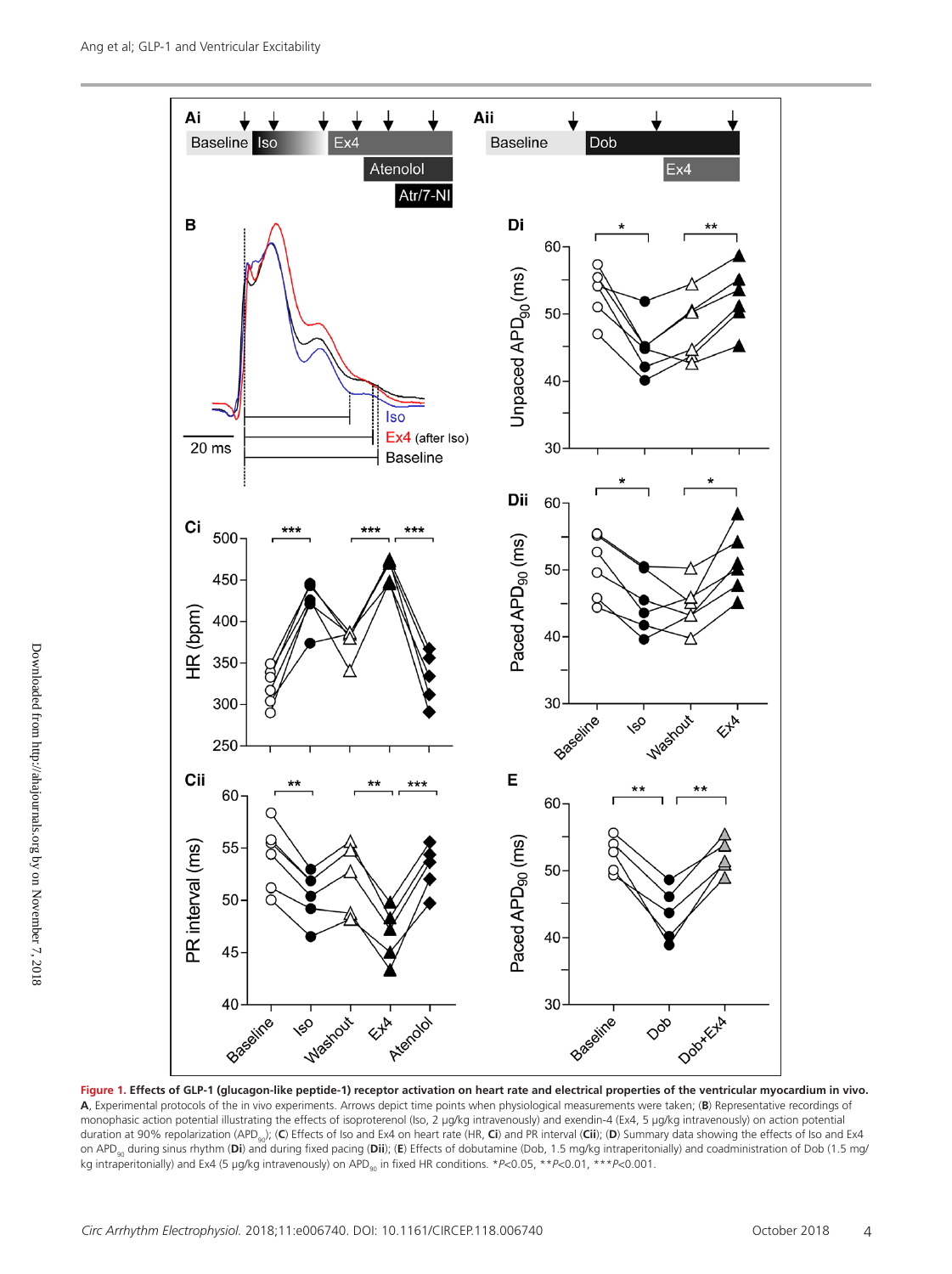**Figure 1. Effects of GLP-1 (glucagon-like peptide-1) receptor activation on heart rate and electrical properties of the ventricular myocardium in vivo.** **A**, Experimental protocols of the in vivo experiments. Arrows depict time points when physiological measurements were taken; (**B**) Representative recordings of monophasic action potential illustrating the effects of isoproterenol (Iso, 2 µg/kg intravenously) and exendin-4 (Ex4, 5 µg/kg intravenously) on action potential duration at 90% repolarization ($APD_{90}$); (**C**) Effects of Iso and Ex4 on heart rate (HR, **Ci**) and PR interval (**Cii**); (**D**) Summary data showing the effects of Iso and Ex4 on $APD_{90}$ during sinus rhythm (**Di**) and during fixed pacing (**Dii**); (**E**) Effects of dobutamine (Dob, 1.5 mg/kg intraperitonially) and coadministration of Dob (1.5 mg/kg intraperitonially) and Ex4 (5 µg/kg intravenously) on $APD_{90}$ in fixed HR conditions. \*$P$<0.05, \*\*$P$<0.01, \*\*\*$P$<0.001.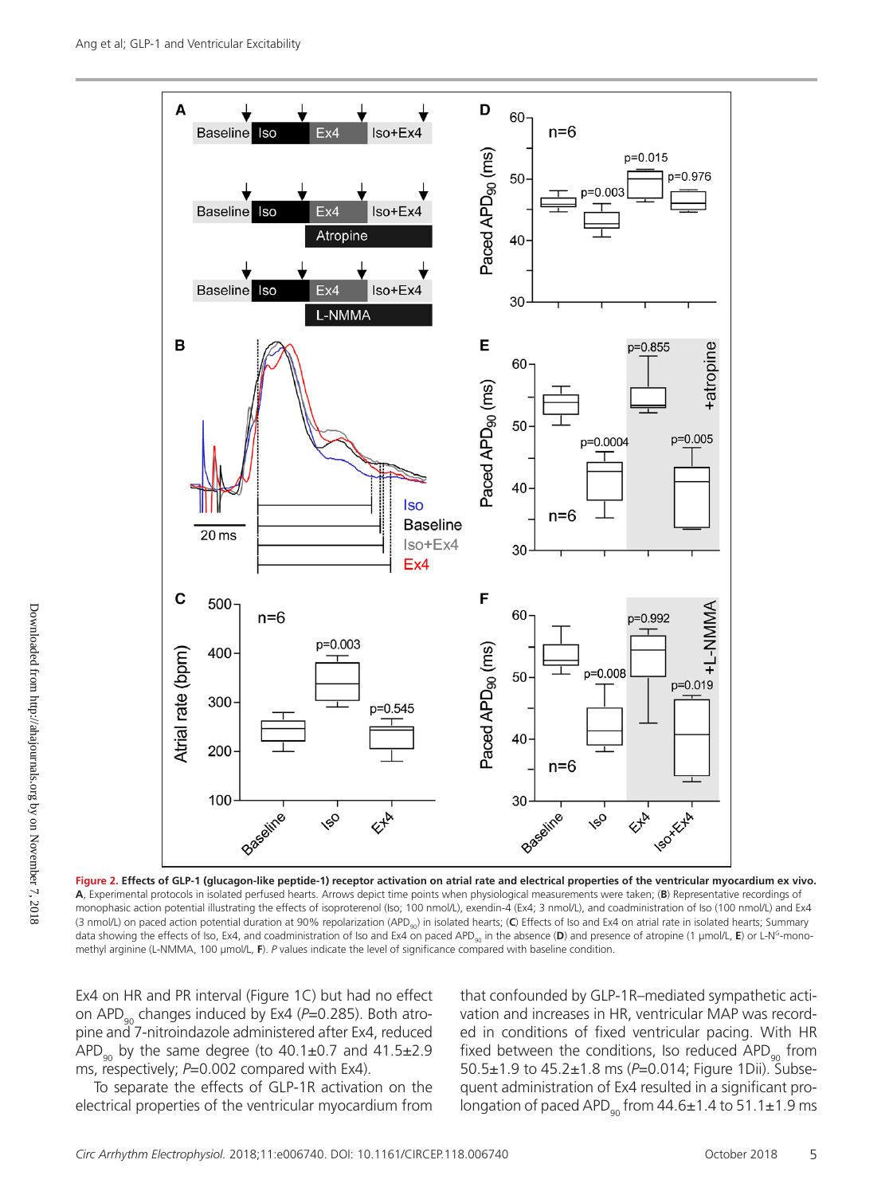**Figure 2. Effects of GLP-1 (glucagon-like peptide-1) receptor activation on atrial rate and electrical properties of the ventricular myocardium ex vivo.** **A**, Experimental protocols in isolated perfused hearts. Arrows depict time points when physiological measurements were taken; (**B**) Representative recordings of monophasic action potential illustrating the effects of isoproterenol (Iso; 100 nmol/L), exendin-4 (Ex4; 3 nmol/L), and coadministration of Iso (100 nmol/L) and Ex4 (3 nmol/L) on paced action potential duration at 90% repolarization ($APD_{90}$) in isolated hearts; (**C**) Effects of Iso and Ex4 on atrial rate in isolated hearts; Summary data showing the effects of Iso, Ex4, and coadministration of Iso and Ex4 on paced $APD_{90}$ in the absence (**D**) and presence of atropine (1 μmol/L, **E**) or L-N$^{G}$-monomethyl arginine (L-NMMA, 100 μmol/L, **F**). *P* values indicate the level of significance compared with baseline condition.

Ex4 on HR and PR interval (Figure 1C) but had no effect on $APD_{90}$ changes induced by Ex4 (*P*=0.285). Both atropine and 7-nitroindazole administered after Ex4, reduced $APD_{90}$ by the same degree (to 40.1±0.7 and 41.5±2.9 ms, respectively; *P*=0.002 compared with Ex4).

To separate the effects of GLP-1R activation on the electrical properties of the ventricular myocardium from that confounded by GLP-1R–mediated sympathetic activation and increases in HR, ventricular MAP was recorded in conditions of fixed ventricular pacing. With HR fixed between the conditions, Iso reduced $APD_{90}$ from 50.5±1.9 to 45.2±1.8 ms (*P*=0.014; Figure 1Dii). Subsequent administration of Ex4 resulted in a significant prolongation of paced $APD_{90}$ from 44.6±1.4 to 51.1±1.9 ms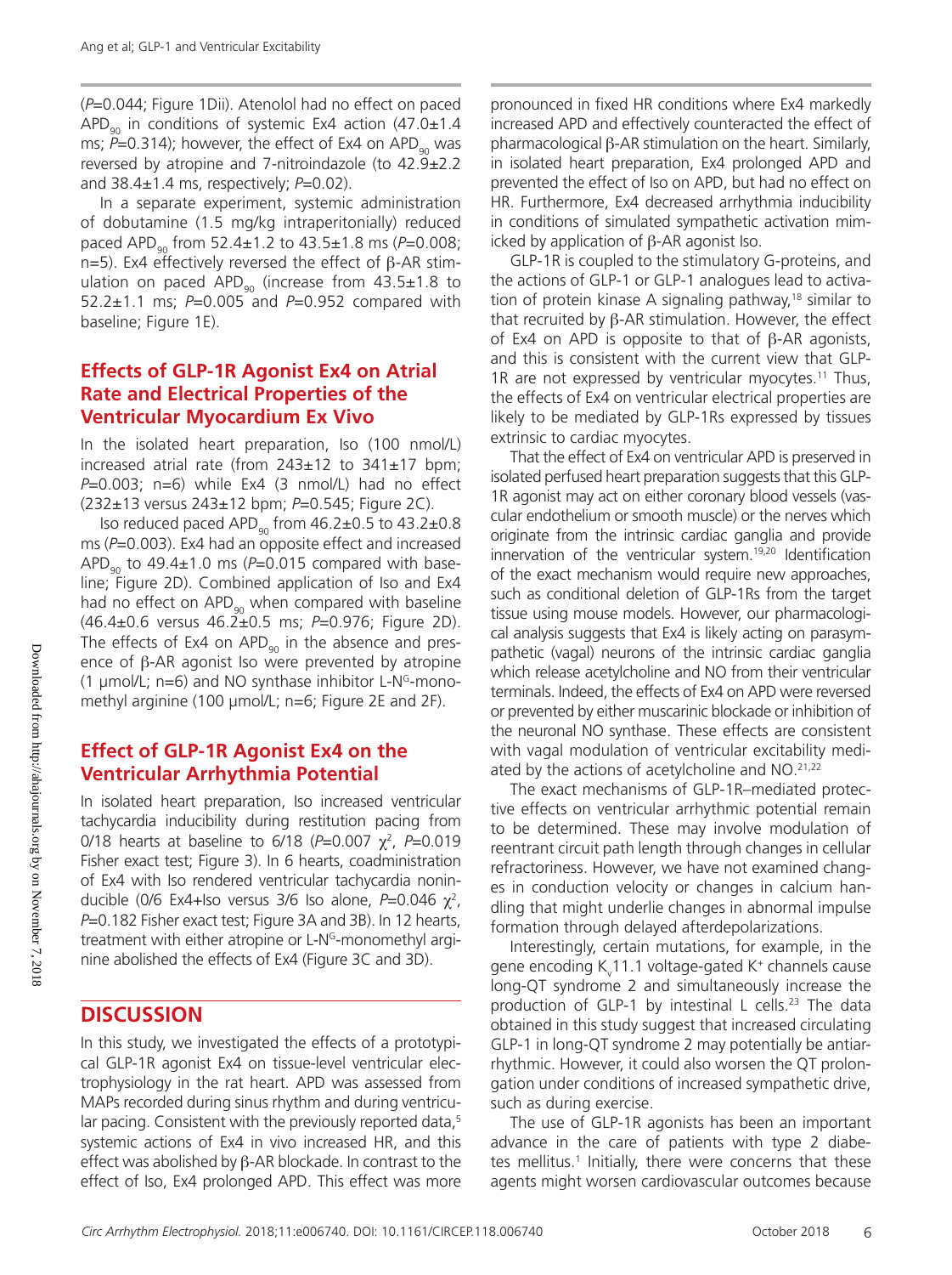(*P*=0.044; Figure 1Dii). Atenolol had no effect on paced $APD_{90}$ in conditions of systemic Ex4 action (47.0±1.4 ms; *P*=0.314); however, the effect of Ex4 on $APD_{90}$ was reversed by atropine and 7-nitroindazole (to 42.9±2.2 and 38.4±1.4 ms, respectively; *P*=0.02).

In a separate experiment, systemic administration of dobutamine (1.5 mg/kg intraperitonially) reduced paced $APD_{90}$ from 52.4±1.2 to 43.5±1.8 ms (*P*=0.008; n=5). Ex4 effectively reversed the effect of β-AR stimulation on paced $APD_{90}$ (increase from 43.5±1.8 to 52.2±1.1 ms; *P*=0.005 and *P*=0.952 compared with baseline; Figure 1E).

## Effects of GLP-1R Agonist Ex4 on Atrial Rate and Electrical Properties of the Ventricular Myocardium Ex Vivo

In the isolated heart preparation, Iso (100 nmol/L) increased atrial rate (from 243±12 to 341±17 bpm; *P*=0.003; n=6) while Ex4 (3 nmol/L) had no effect (232±13 versus 243±12 bpm; *P*=0.545; Figure 2C).

Iso reduced paced $APD_{90}$ from 46.2±0.5 to 43.2±0.8 ms (*P*=0.003). Ex4 had an opposite effect and increased $APD_{90}$ to 49.4±1.0 ms (*P*=0.015 compared with baseline; Figure 2D). Combined application of Iso and Ex4 had no effect on $APD_{90}$ when compared with baseline (46.4±0.6 versus 46.2±0.5 ms; *P*=0.976; Figure 2D). The effects of Ex4 on $APD_{90}$ in the absence and presence of β-AR agonist Iso were prevented by atropine (1 μmol/L; n=6) and NO synthase inhibitor L-$N^G$-monomethyl arginine (100 μmol/L; n=6; Figure 2E and 2F).

## Effect of GLP-1R Agonist Ex4 on the Ventricular Arrhythmia Potential

In isolated heart preparation, Iso increased ventricular tachycardia inducibility during restitution pacing from 0/18 hearts at baseline to 6/18 (*P*=0.007 $\chi^2$, *P*=0.019 Fisher exact test; Figure 3). In 6 hearts, coadministration of Ex4 with Iso rendered ventricular tachycardia noninducible (0/6 Ex4+Iso versus 3/6 Iso alone, *P*=0.046 $\chi^2$, *P*=0.182 Fisher exact test; Figure 3A and 3B). In 12 hearts, treatment with either atropine or L-$N^G$-monomethyl arginine abolished the effects of Ex4 (Figure 3C and 3D).

# DISCUSSION

In this study, we investigated the effects of a prototypical GLP-1R agonist Ex4 on tissue-level ventricular electrophysiology in the rat heart. APD was assessed from MAPs recorded during sinus rhythm and during ventricular pacing. Consistent with the previously reported data,[5] systemic actions of Ex4 in vivo increased HR, and this effect was abolished by β-AR blockade. In contrast to the effect of Iso, Ex4 prolonged APD. This effect was more pronounced in fixed HR conditions where Ex4 markedly increased APD and effectively counteracted the effect of pharmacological β-AR stimulation on the heart. Similarly, in isolated heart preparation, Ex4 prolonged APD and prevented the effect of Iso on APD, but had no effect on HR. Furthermore, Ex4 decreased arrhythmia inducibility in conditions of simulated sympathetic activation mimicked by application of β-AR agonist Iso.

GLP-1R is coupled to the stimulatory G-proteins, and the actions of GLP-1 or GLP-1 analogues lead to activation of protein kinase A signaling pathway,[18] similar to that recruited by β-AR stimulation. However, the effect of Ex4 on APD is opposite to that of β-AR agonists, and this is consistent with the current view that GLP-1R are not expressed by ventricular myocytes.[11] Thus, the effects of Ex4 on ventricular electrical properties are likely to be mediated by GLP-1Rs expressed by tissues extrinsic to cardiac myocytes.

That the effect of Ex4 on ventricular APD is preserved in isolated perfused heart preparation suggests that this GLP-1R agonist may act on either coronary blood vessels (vascular endothelium or smooth muscle) or the nerves which originate from the intrinsic cardiac ganglia and provide innervation of the ventricular system.[19,20] Identification of the exact mechanism would require new approaches, such as conditional deletion of GLP-1Rs from the target tissue using mouse models. However, our pharmacological analysis suggests that Ex4 is likely acting on parasympathetic (vagal) neurons of the intrinsic cardiac ganglia which release acetylcholine and NO from their ventricular terminals. Indeed, the effects of Ex4 on APD were reversed or prevented by either muscarinic blockade or inhibition of the neuronal NO synthase. These effects are consistent with vagal modulation of ventricular excitability mediated by the actions of acetylcholine and NO.[21,22]

The exact mechanisms of GLP-1R–mediated protective effects on ventricular arrhythmic potential remain to be determined. These may involve modulation of reentrant circuit path length through changes in cellular refractoriness. However, we have not examined changes in conduction velocity or changes in calcium handling that might underlie changes in abnormal impulse formation through delayed afterdepolarizations.

Interestingly, certain mutations, for example, in the gene encoding $K_v11.1$ voltage-gated $K^+$ channels cause long-QT syndrome 2 and simultaneously increase the production of GLP-1 by intestinal L cells.[23] The data obtained in this study suggest that increased circulating GLP-1 in long-QT syndrome 2 may potentially be antiarrhythmic. However, it could also worsen the QT prolongation under conditions of increased sympathetic drive, such as during exercise.

The use of GLP-1R agonists has been an important advance in the care of patients with type 2 diabetes mellitus.[1] Initially, there were concerns that these agents might worsen cardiovascular outcomes because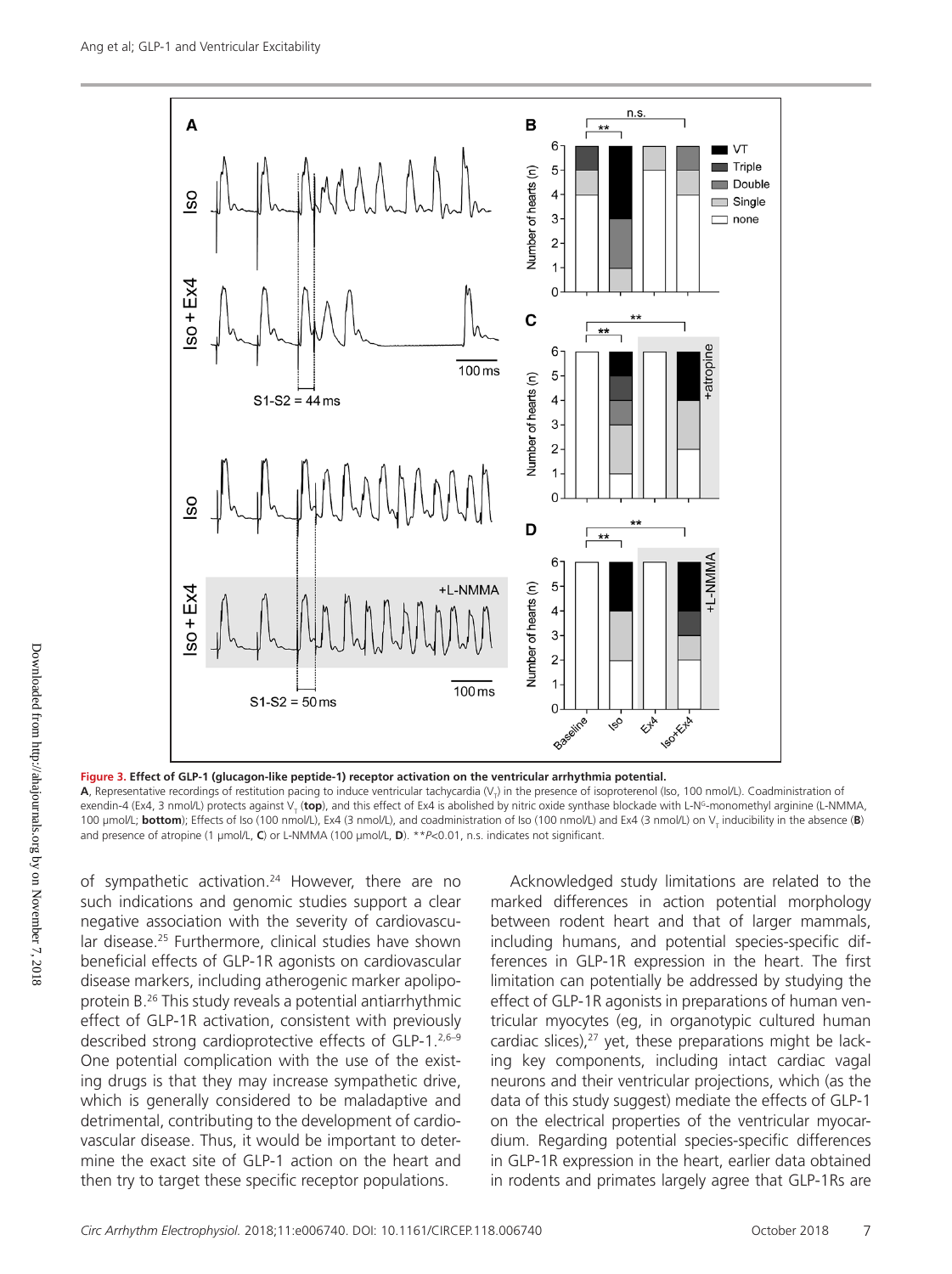**Figure 3. Effect of GLP-1 (glucagon-like peptide-1) receptor activation on the ventricular arrhythmia potential.**
**A**, Representative recordings of restitution pacing to induce ventricular tachycardia ($V_T$) in the presence of isoproterenol (Iso, 100 nmol/L). Coadministration of exendin-4 (Ex4, 3 nmol/L) protects against $V_T$ (**top**), and this effect of Ex4 is abolished by nitric oxide synthase blockade with L-N$^G$-monomethyl arginine (L-NMMA, 100 µmol/L; **bottom**); Effects of Iso (100 nmol/L), Ex4 (3 nmol/L), and coadministration of Iso (100 nmol/L) and Ex4 (3 nmol/L) on $V_T$ inducibility in the absence (**B**) and presence of atropine (1 µmol/L, **C**) or L-NMMA (100 µmol/L, **D**). $^{**}P<0.01$, n.s. indicates not significant.

of sympathetic activation.[24] However, there are no such indications and genomic studies support a clear negative association with the severity of cardiovascular disease.[25] Furthermore, clinical studies have shown beneficial effects of GLP-1R agonists on cardiovascular disease markers, including atherogenic marker apolipoprotein B.[26] This study reveals a potential antiarrhythmic effect of GLP-1R activation, consistent with previously described strong cardioprotective effects of GLP-1.[2,6–9] One potential complication with the use of the existing drugs is that they may increase sympathetic drive, which is generally considered to be maladaptive and detrimental, contributing to the development of cardiovascular disease. Thus, it would be important to determine the exact site of GLP-1 action on the heart and then try to target these specific receptor populations.

Acknowledged study limitations are related to the marked differences in action potential morphology between rodent heart and that of larger mammals, including humans, and potential species-specific differences in GLP-1R expression in the heart. The first limitation can potentially be addressed by studying the effect of GLP-1R agonists in preparations of human ventricular myocytes (eg, in organotypic cultured human cardiac slices),[27] yet, these preparations might be lacking key components, including intact cardiac vagal neurons and their ventricular projections, which (as the data of this study suggest) mediate the effects of GLP-1 on the electrical properties of the ventricular myocardium. Regarding potential species-specific differences in GLP-1R expression in the heart, earlier data obtained in rodents and primates largely agree that GLP-1Rs are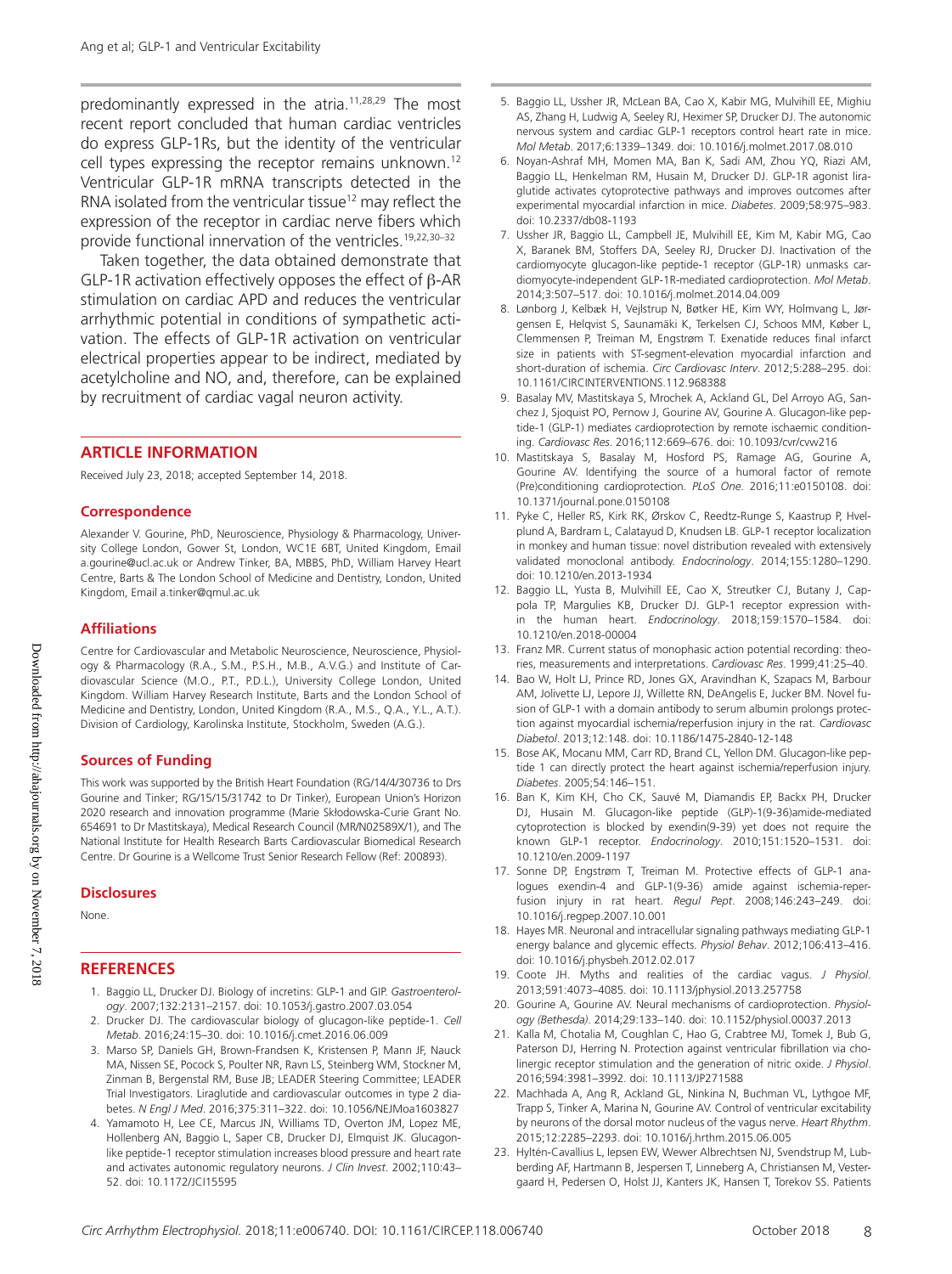predominantly expressed in the atria.[11,28,29] The most recent report concluded that human cardiac ventricles do express GLP-1Rs, but the identity of the ventricular cell types expressing the receptor remains unknown.[12] Ventricular GLP-1R mRNA transcripts detected in the RNA isolated from the ventricular tissue[12] may reflect the expression of the receptor in cardiac nerve fibers which provide functional innervation of the ventricles.[19,22,30–32]

Taken together, the data obtained demonstrate that GLP-1R activation effectively opposes the effect of β-AR stimulation on cardiac APD and reduces the ventricular arrhythmic potential in conditions of sympathetic activation. The effects of GLP-1R activation on ventricular electrical properties appear to be indirect, mediated by acetylcholine and NO, and, therefore, can be explained by recruitment of cardiac vagal neuron activity.

## ARTICLE INFORMATION

Received July 23, 2018; accepted September 14, 2018.

### Correspondence

Alexander V. Gourine, PhD, Neuroscience, Physiology & Pharmacology, University College London, Gower St, London, WC1E 6BT, United Kingdom, Email a.gourine@ucl.ac.uk or Andrew Tinker, BA, MBBS, PhD, William Harvey Heart Centre, Barts & The London School of Medicine and Dentistry, London, United Kingdom, Email a.tinker@qmul.ac.uk

### Affiliations

Centre for Cardiovascular and Metabolic Neuroscience, Neuroscience, Physiology & Pharmacology (R.A., S.M., P.S.H., M.B., A.V.G.) and Institute of Cardiovascular Science (M.O., P.T., P.D.L.), University College London, United Kingdom. William Harvey Research Institute, Barts and the London School of Medicine and Dentistry, London, United Kingdom (R.A., M.S., Q.A., Y.L., A.T.). Division of Cardiology, Karolinska Institute, Stockholm, Sweden (A.G.).

### Sources of Funding

This work was supported by the British Heart Foundation (RG/14/4/30736 to Drs Gourine and Tinker; RG/15/15/31742 to Dr Tinker), European Union's Horizon 2020 research and innovation programme (Marie Skłodowska-Curie Grant No. 654691 to Dr Mastitskaya), Medical Research Council (MR/N02589X/1), and The National Institute for Health Research Barts Cardiovascular Biomedical Research Centre. Dr Gourine is a Wellcome Trust Senior Research Fellow (Ref: 200893).

### Disclosures

None.

## REFERENCES

1. Baggio LL, Drucker DJ. Biology of incretins: GLP-1 and GIP. *Gastroenterology*. 2007;132:2131–2157. doi: 10.1053/j.gastro.2007.03.054
2. Drucker DJ. The cardiovascular biology of glucagon-like peptide-1. *Cell Metab*. 2016;24:15–30. doi: 10.1016/j.cmet.2016.06.009
3. Marso SP, Daniels GH, Brown-Frandsen K, Kristensen P, Mann JF, Nauck MA, Nissen SE, Pocock S, Poulter NR, Ravn LS, Steinberg WM, Stockner M, Zinman B, Bergenstal RM, Buse JB; LEADER Steering Committee; LEADER Trial Investigators. Liraglutide and cardiovascular outcomes in type 2 diabetes. *N Engl J Med*. 2016;375:311–322. doi: 10.1056/NEJMoa1603827
4. Yamamoto H, Lee CE, Marcus JN, Williams TD, Overton JM, Lopez ME, Hollenberg AN, Baggio L, Saper CB, Drucker DJ, Elmquist JK. Glucagon-like peptide-1 receptor stimulation increases blood pressure and heart rate and activates autonomic regulatory neurons. *J Clin Invest*. 2002;110:43–52. doi: 10.1172/JCI15595
5. Baggio LL, Ussher JR, McLean BA, Cao X, Kabir MG, Mulvihill EE, Mighiu AS, Zhang H, Ludwig A, Seeley RJ, Heximer SP, Drucker DJ. The autonomic nervous system and cardiac GLP-1 receptors control heart rate in mice. *Mol Metab*. 2017;6:1339–1349. doi: 10.1016/j.molmet.2017.08.010
6. Noyan-Ashraf MH, Momen MA, Ban K, Sadi AM, Zhou YQ, Riazi AM, Baggio LL, Henkelman RM, Husain M, Drucker DJ. GLP-1R agonist liraglutide activates cytoprotective pathways and improves outcomes after experimental myocardial infarction in mice. *Diabetes*. 2009;58:975–983. doi: 10.2337/db08-1193
7. Ussher JR, Baggio LL, Campbell JE, Mulvihill EE, Kim M, Kabir MG, Cao X, Baranek BM, Stoffers DA, Seeley RJ, Drucker DJ. Inactivation of the cardiomyocyte glucagon-like peptide-1 receptor (GLP-1R) unmasks cardiomyocyte-independent GLP-1R-mediated cardioprotection. *Mol Metab*. 2014;3:507–517. doi: 10.1016/j.molmet.2014.04.009
8. Lønborg J, Kelbæk H, Vejlstrup N, Bøtker HE, Kim WY, Holmvang L, Jørgensen E, Helqvist S, Saunamäki K, Terkelsen CJ, Schoos MM, Køber L, Clemmensen P, Treiman M, Engstrøm T. Exenatide reduces final infarct size in patients with ST-segment-elevation myocardial infarction and short-duration of ischemia. *Circ Cardiovasc Interv*. 2012;5:288–295. doi: 10.1161/CIRCINTERVENTIONS.112.968388
9. Basalay MV, Mastitskaya S, Mrochek A, Ackland GL, Del Arroyo AG, Sanchez J, Sjoquist PO, Pernow J, Gourine AV, Gourine A. Glucagon-like peptide-1 (GLP-1) mediates cardioprotection by remote ischaemic conditioning. *Cardiovasc Res*. 2016;112:669–676. doi: 10.1093/cvr/cvw216
10. Mastitskaya S, Basalay M, Hosford PS, Ramage AG, Gourine A, Gourine AV. Identifying the source of a humoral factor of remote (Pre)conditioning cardioprotection. *PLoS One*. 2016;11:e0150108. doi: 10.1371/journal.pone.0150108
11. Pyke C, Heller RS, Kirk RK, Ørskov C, Reedtz-Runge S, Kaastrup P, Hvelplund A, Bardram L, Calatayud D, Knudsen LB. GLP-1 receptor localization in monkey and human tissue: novel distribution revealed with extensively validated monoclonal antibody. *Endocrinology*. 2014;155:1280–1290. doi: 10.1210/en.2013-1934
12. Baggio LL, Yusta B, Mulvihill EE, Cao X, Streutker CJ, Butany J, Cappola TP, Margulies KB, Drucker DJ. GLP-1 receptor expression within the human heart. *Endocrinology*. 2018;159:1570–1584. doi: 10.1210/en.2018-00004
13. Franz MR. Current status of monophasic action potential recording: theories, measurements and interpretations. *Cardiovasc Res*. 1999;41:25–40.
14. Bao W, Holt LJ, Prince RD, Jones GX, Aravindhan K, Szapacs M, Barbour AM, Jolivette LJ, Lepore JJ, Willette RN, DeAngelis E, Jucker BM. Novel fusion of GLP-1 with a domain antibody to serum albumin prolongs protection against myocardial ischemia/reperfusion injury in the rat. *Cardiovasc Diabetol*. 2013;12:148. doi: 10.1186/1475-2840-12-148
15. Bose AK, Mocanu MM, Carr RD, Brand CL, Yellon DM. Glucagon-like peptide 1 can directly protect the heart against ischemia/reperfusion injury. *Diabetes*. 2005;54:146–151.
16. Ban K, Kim KH, Cho CK, Sauvé M, Diamandis EP, Backx PH, Drucker DJ, Husain M. Glucagon-like peptide (GLP)-1(9-36)amide-mediated cytoprotection is blocked by exendin(9-39) yet does not require the known GLP-1 receptor. *Endocrinology*. 2010;151:1520–1531. doi: 10.1210/en.2009-1197
17. Sonne DP, Engstrøm T, Treiman M. Protective effects of GLP-1 analogues exendin-4 and GLP-1(9-36) amide against ischemia-reperfusion injury in rat heart. *Regul Pept*. 2008;146:243–249. doi: 10.1016/j.regpep.2007.10.001
18. Hayes MR. Neuronal and intracellular signaling pathways mediating GLP-1 energy balance and glycemic effects. *Physiol Behav*. 2012;106:413–416. doi: 10.1016/j.physbeh.2012.02.017
19. Coote JH. Myths and realities of the cardiac vagus. *J Physiol*. 2013;591:4073–4085. doi: 10.1113/jphysiol.2013.257758
20. Gourine A, Gourine AV. Neural mechanisms of cardioprotection. *Physiology (Bethesda)*. 2014;29:133–140. doi: 10.1152/physiol.00037.2013
21. Kalla M, Chotalia M, Coughlan C, Hao G, Crabtree MJ, Tomek J, Bub G, Paterson DJ, Herring N. Protection against ventricular fibrillation via cholinergic receptor stimulation and the generation of nitric oxide. *J Physiol*. 2016;594:3981–3992. doi: 10.1113/JP271588
22. Machhada A, Ang R, Ackland GL, Ninkina N, Buchman VL, Lythgoe MF, Trapp S, Tinker A, Marina N, Gourine AV. Control of ventricular excitability by neurons of the dorsal motor nucleus of the vagus nerve. *Heart Rhythm*. 2015;12:2285–2293. doi: 10.1016/j.hrthm.2015.06.005
23. Hyltén-Cavallius L, Iepsen EW, Wewer Albrechtsen NJ, Svendstrup M, Lubberding AF, Hartmann B, Jespersen T, Linneberg A, Christiansen M, Vestergaard H, Pedersen O, Holst JJ, Kanters JK, Hansen T, Torekov SS. Patients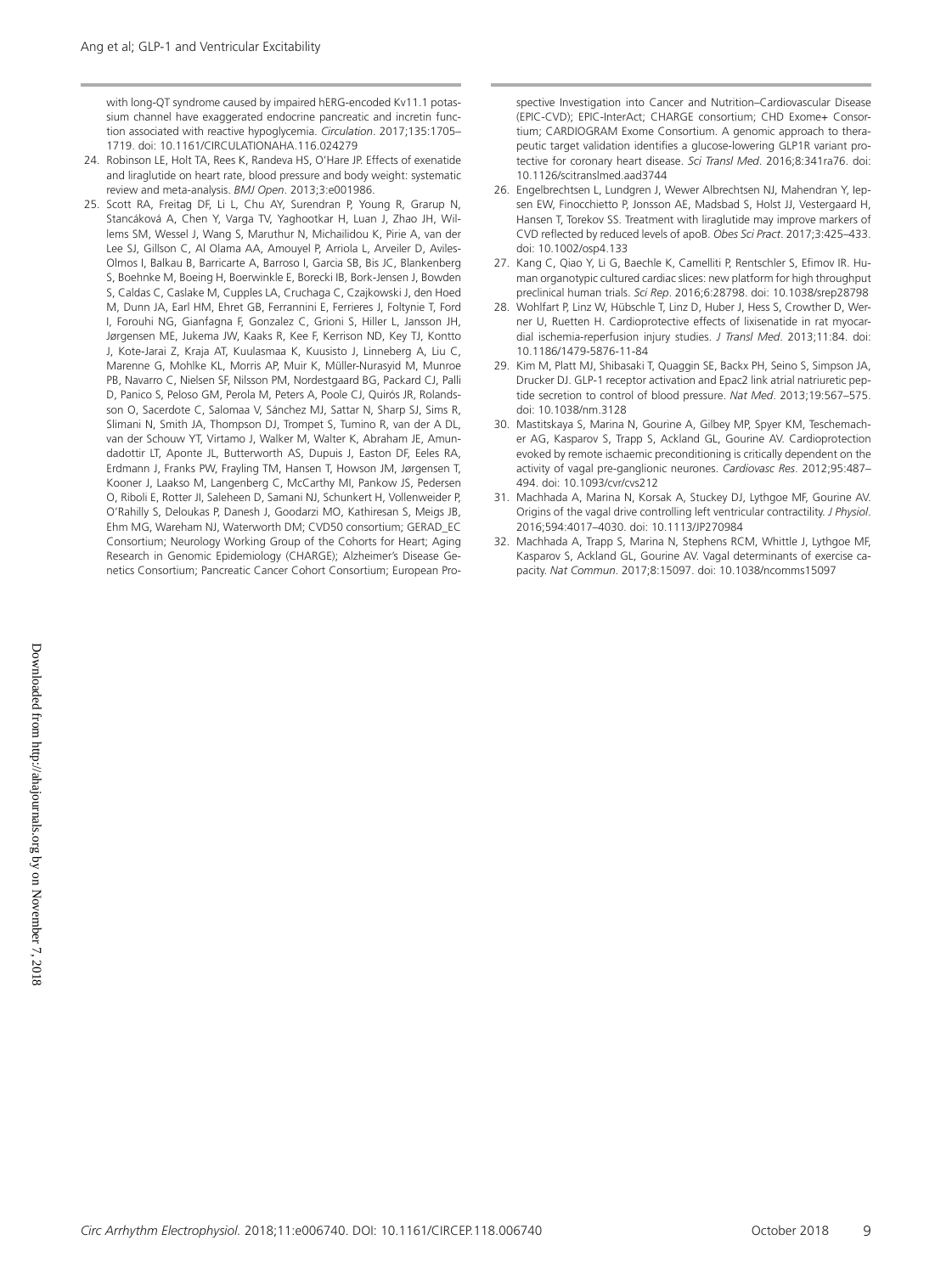with long-QT syndrome caused by impaired hERG-encoded Kv11.1 potassium channel have exaggerated endocrine pancreatic and incretin function associated with reactive hypoglycemia. *Circulation*. 2017;135:1705–1719. doi: 10.1161/CIRCULATIONAHA.116.024279

24. Robinson LE, Holt TA, Rees K, Randeva HS, O'Hare JP. Effects of exenatide and liraglutide on heart rate, blood pressure and body weight: systematic review and meta-analysis. *BMJ Open*. 2013;3:e001986.
25. Scott RA, Freitag DF, Li L, Chu AY, Surendran P, Young R, Grarup N, Stancáková A, Chen Y, Varga TV, Yaghootkar H, Luan J, Zhao JH, Willems SM, Wessel J, Wang S, Maruthur N, Michailidou K, Pirie A, van der Lee SJ, Gillson C, Al Olama AA, Amouyel P, Arriola L, Arveiler D, Aviles-Olmos I, Balkau B, Barricarte A, Barroso I, Garcia SB, Bis JC, Blankenberg S, Boehnke M, Boeing H, Boerwinkle E, Borecki IB, Bork-Jensen J, Bowden S, Caldas C, Caslake M, Cupples LA, Cruchaga C, Czajkowski J, den Hoed M, Dunn JA, Earl HM, Ehret GB, Ferrannini E, Ferrieres J, Foltynie T, Ford I, Forouhi NG, Gianfagna F, Gonzalez C, Grioni S, Hiller L, Jansson JH, Jørgensen ME, Jukema JW, Kaaks R, Kee F, Kerrison ND, Key TJ, Kontto J, Kote-Jarai Z, Kraja AT, Kuulasmaa K, Kuusisto J, Linneberg A, Liu C, Marenne G, Mohlke KL, Morris AP, Muir K, Müller-Nurasyid M, Munroe PB, Navarro C, Nielsen SF, Nilsson PM, Nordestgaard BG, Packard CJ, Palli D, Panico S, Peloso GM, Perola M, Peters A, Poole CJ, Quirós JR, Rolandsson O, Sacerdote C, Salomaa V, Sánchez MJ, Sattar N, Sharp SJ, Sims R, Slimani N, Smith JA, Thompson DJ, Trompet S, Tumino R, van der A DL, van der Schouw YT, Virtamo J, Walker M, Walter K, Abraham JE, Amundadottir LT, Aponte JL, Butterworth AS, Dupuis J, Easton DF, Eeles RA, Erdmann J, Franks PW, Frayling TM, Hansen T, Howson JM, Jørgensen T, Kooner J, Laakso M, Langenberg C, McCarthy MI, Pankow JS, Pedersen O, Riboli E, Rotter JI, Saleheen D, Samani NJ, Schunkert H, Vollenweider P, O'Rahilly S, Deloukas P, Danesh J, Goodarzi MO, Kathiresan S, Meigs JB, Ehm MG, Wareham NJ, Waterworth DM; CVD50 consortium; GERAD_EC Consortium; Neurology Working Group of the Cohorts for Heart; Aging Research in Genomic Epidemiology (CHARGE); Alzheimer's Disease Genetics Consortium; Pancreatic Cancer Cohort Consortium; European Prospective Investigation into Cancer and Nutrition–Cardiovascular Disease (EPIC-CVD); EPIC-InterAct; CHARGE consortium; CHD Exome+ Consortium; CARDIOGRAM Exome Consortium. A genomic approach to therapeutic target validation identifies a glucose-lowering GLP1R variant protective for coronary heart disease. *Sci Transl Med*. 2016;8:341ra76. doi: 10.1126/scitranslmed.aad3744
26. Engelbrechtsen L, Lundgren J, Wewer Albrechtsen NJ, Mahendran Y, Iepsen EW, Finocchietto P, Jonsson AE, Madsbad S, Holst JJ, Vestergaard H, Hansen T, Torekov SS. Treatment with liraglutide may improve markers of CVD reflected by reduced levels of apoB. *Obes Sci Pract*. 2017;3:425–433. doi: 10.1002/osp4.133
27. Kang C, Qiao Y, Li G, Baechle K, Camelliti P, Rentschler S, Efimov IR. Human organotypic cultured cardiac slices: new platform for high throughput preclinical human trials. *Sci Rep*. 2016;6:28798. doi: 10.1038/srep28798
28. Wohlfart P, Linz W, Hübschle T, Linz D, Huber J, Hess S, Crowther D, Werner U, Ruetten H. Cardioprotective effects of lixisenatide in rat myocardial ischemia-reperfusion injury studies. *J Transl Med*. 2013;11:84. doi: 10.1186/1479-5876-11-84
29. Kim M, Platt MJ, Shibasaki T, Quaggin SE, Backx PH, Seino S, Simpson JA, Drucker DJ. GLP-1 receptor activation and Epac2 link atrial natriuretic peptide secretion to control of blood pressure. *Nat Med*. 2013;19:567–575. doi: 10.1038/nm.3128
30. Mastitskaya S, Marina N, Gourine A, Gilbey MP, Spyer KM, Teschemacher AG, Kasparov S, Trapp S, Ackland GL, Gourine AV. Cardioprotection evoked by remote ischaemic preconditioning is critically dependent on the activity of vagal pre-ganglionic neurones. *Cardiovasc Res*. 2012;95:487–494. doi: 10.1093/cvr/cvs212
31. Machhada A, Marina N, Korsak A, Stuckey DJ, Lythgoe MF, Gourine AV. Origins of the vagal drive controlling left ventricular contractility. *J Physiol*. 2016;594:4017–4030. doi: 10.1113/JP270984
32. Machhada A, Trapp S, Marina N, Stephens RCM, Whittle J, Lythgoe MF, Kasparov S, Ackland GL, Gourine AV. Vagal determinants of exercise capacity. *Nat Commun*. 2017;8:15097. doi: 10.1038/ncomms15097